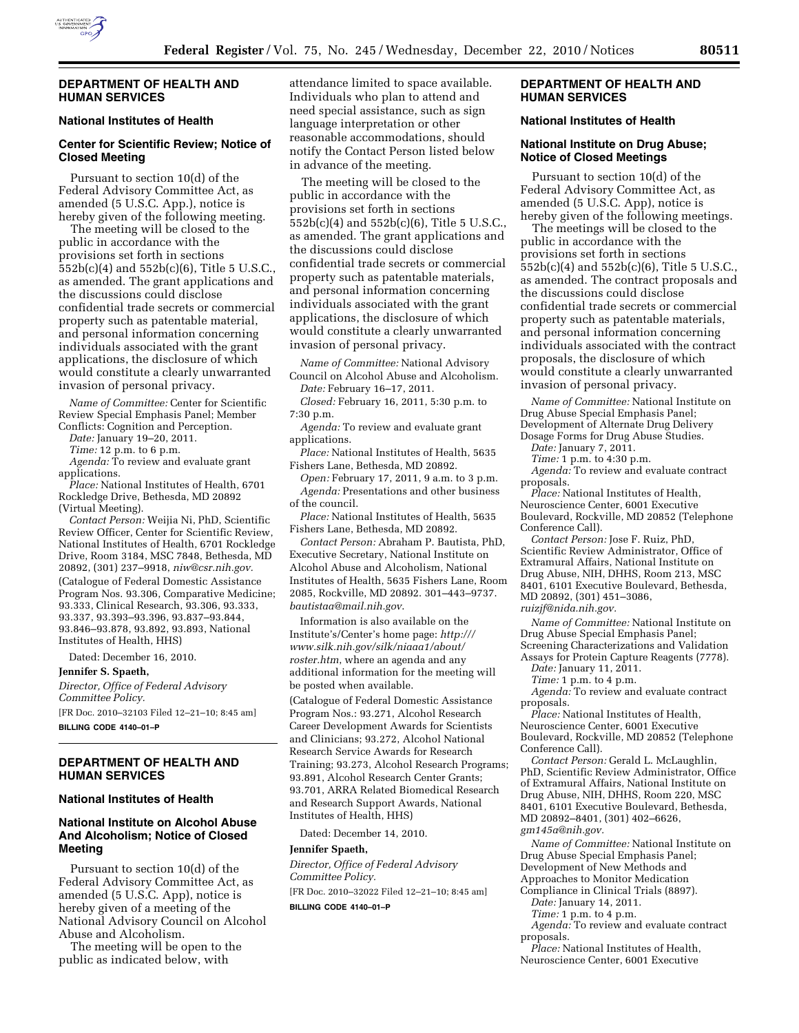## DEPARTMENT OF HEALTH AND HUMAN SERVICES

### National Institutes of Health

### Center for Scientific Review; Notice of Closed Meeting

Pursuant to section 10(d) of the Federal Advisory Committee Act, as amended (5 U.S.C. App.), notice is hereby given of the following meeting.

The meeting will be closed to the public in accordance with the provisions set forth in sections 552b(c)(4) and 552b(c)(6), Title 5 U.S.C., as amended. The grant applications and the discussions could disclose confidential trade secrets or commercial property such as patentable material, and personal information concerning individuals associated with the grant applications, the disclosure of which would constitute a clearly unwarranted invasion of personal privacy.

*Name of Committee:* Center for Scientific Review Special Emphasis Panel; Member Conflicts: Cognition and Perception.

*Date:* January 19–20, 2011.

*Time:* 12 p.m. to 6 p.m.

*Agenda:* To review and evaluate grant applications.

*Place:* National Institutes of Health, 6701 Rockledge Drive, Bethesda, MD 20892 (Virtual Meeting).

*Contact Person:* Weijia Ni, PhD, Scientific Review Officer, Center for Scientific Review, National Institutes of Health, 6701 Rockledge Drive, Room 3184, MSC 7848, Bethesda, MD 20892, (301) 237–9918, *niw@csr.nih.gov.*

(Catalogue of Federal Domestic Assistance Program Nos. 93.306, Comparative Medicine; 93.333, Clinical Research, 93.306, 93.333, 93.337, 93.393–93.396, 93.837–93.844, 93.846–93.878, 93.892, 93.893, National Institutes of Health, HHS)

Dated: December 16, 2010.

**Jennifer S. Spaeth,**

*Director, Office of Federal Advisory Committee Policy.*

[FR Doc. 2010–32103 Filed 12–21–10; 8:45 am]

**BILLING CODE 4140–01–P**

---

## DEPARTMENT OF HEALTH AND HUMAN SERVICES

### National Institutes of Health

### National Institute on Alcohol Abuse And Alcoholism; Notice of Closed Meeting

Pursuant to section 10(d) of the Federal Advisory Committee Act, as amended (5 U.S.C. App), notice is hereby given of a meeting of the National Advisory Council on Alcohol Abuse and Alcoholism.

The meeting will be open to the public as indicated below, with attendance limited to space available. Individuals who plan to attend and need special assistance, such as sign language interpretation or other reasonable accommodations, should notify the Contact Person listed below in advance of the meeting.

The meeting will be closed to the public in accordance with the provisions set forth in sections 552b(c)(4) and 552b(c)(6), Title 5 U.S.C., as amended. The grant applications and the discussions could disclose confidential trade secrets or commercial property such as patentable materials, and personal information concerning individuals associated with the grant applications, the disclosure of which would constitute a clearly unwarranted invasion of personal privacy.

*Name of Committee:* National Advisory Council on Alcohol Abuse and Alcoholism.

*Date:* February 16–17, 2011.

*Closed:* February 16, 2011, 5:30 p.m. to 7:30 p.m.

*Agenda:* To review and evaluate grant applications.

*Place:* National Institutes of Health, 5635 Fishers Lane, Bethesda, MD 20892.

*Open:* February 17, 2011, 9 a.m. to 3 p.m.

*Agenda:* Presentations and other business of the council.

*Place:* National Institutes of Health, 5635 Fishers Lane, Bethesda, MD 20892.

*Contact Person:* Abraham P. Bautista, PhD, Executive Secretary, National Institute on Alcohol Abuse and Alcoholism, National Institutes of Health, 5635 Fishers Lane, Room 2085, Rockville, MD 20892. 301–443–9737. *bautistaa@mail.nih.gov*.

Information is also available on the Institute's/Center's home page: *http:///www.silk.nih.gov/silk/niaaa1/about/roster.htm*, where an agenda and any additional information for the meeting will be posted when available.

(Catalogue of Federal Domestic Assistance Program Nos.: 93.271, Alcohol Research Career Development Awards for Scientists and Clinicians; 93.272, Alcohol National Research Service Awards for Research Training; 93.273, Alcohol Research Programs; 93.891, Alcohol Research Center Grants; 93.701, ARRA Related Biomedical Research and Research Support Awards, National Institutes of Health, HHS)

Dated: December 14, 2010.

**Jennifer Spaeth,**

*Director, Office of Federal Advisory Committee Policy.*

[FR Doc. 2010–32022 Filed 12–21–10; 8:45 am]

**BILLING CODE 4140–01–P**

---

## DEPARTMENT OF HEALTH AND HUMAN SERVICES

### National Institutes of Health

### National Institute on Drug Abuse; Notice of Closed Meetings

Pursuant to section 10(d) of the Federal Advisory Committee Act, as amended (5 U.S.C. App), notice is hereby given of the following meetings.

The meetings will be closed to the public in accordance with the provisions set forth in sections 552b(c)(4) and 552b(c)(6), Title 5 U.S.C., as amended. The contract proposals and the discussions could disclose confidential trade secrets or commercial property such as patentable materials, and personal information concerning individuals associated with the contract proposals, the disclosure of which would constitute a clearly unwarranted invasion of personal privacy.

*Name of Committee:* National Institute on Drug Abuse Special Emphasis Panel; Development of Alternate Drug Delivery Dosage Forms for Drug Abuse Studies.

*Date:* January 7, 2011.

*Time:* 1 p.m. to 4:30 p.m.

*Agenda:* To review and evaluate contract proposals.

*Place:* National Institutes of Health, Neuroscience Center, 6001 Executive Boulevard, Rockville, MD 20852 (Telephone Conference Call).

*Contact Person:* Jose F. Ruiz, PhD, Scientific Review Administrator, Office of Extramural Affairs, National Institute on Drug Abuse, NIH, DHHS, Room 213, MSC 8401, 6101 Executive Boulevard, Bethesda, MD 20892, (301) 451–3086, *ruizjf@nida.nih.gov.*

*Name of Committee:* National Institute on Drug Abuse Special Emphasis Panel; Screening Characterizations and Validation Assays for Protein Capture Reagents (7778).

*Date:* January 11, 2011.

*Time:* 1 p.m. to 4 p.m.

*Agenda:* To review and evaluate contract proposals.

*Place:* National Institutes of Health, Neuroscience Center, 6001 Executive Boulevard, Rockville, MD 20852 (Telephone Conference Call).

*Contact Person:* Gerald L. McLaughlin, PhD, Scientific Review Administrator, Office of Extramural Affairs, National Institute on Drug Abuse, NIH, DHHS, Room 220, MSC 8401, 6101 Executive Boulevard, Bethesda, MD 20892–8401, (301) 402–6626, *gm145a@nih.gov.*

*Name of Committee:* National Institute on Drug Abuse Special Emphasis Panel; Development of New Methods and Approaches to Monitor Medication Compliance in Clinical Trials (8897).

*Date:* January 14, 2011.

*Time:* 1 p.m. to 4 p.m.

*Agenda:* To review and evaluate contract proposals.

*Place:* National Institutes of Health, Neuroscience Center, 6001 Executive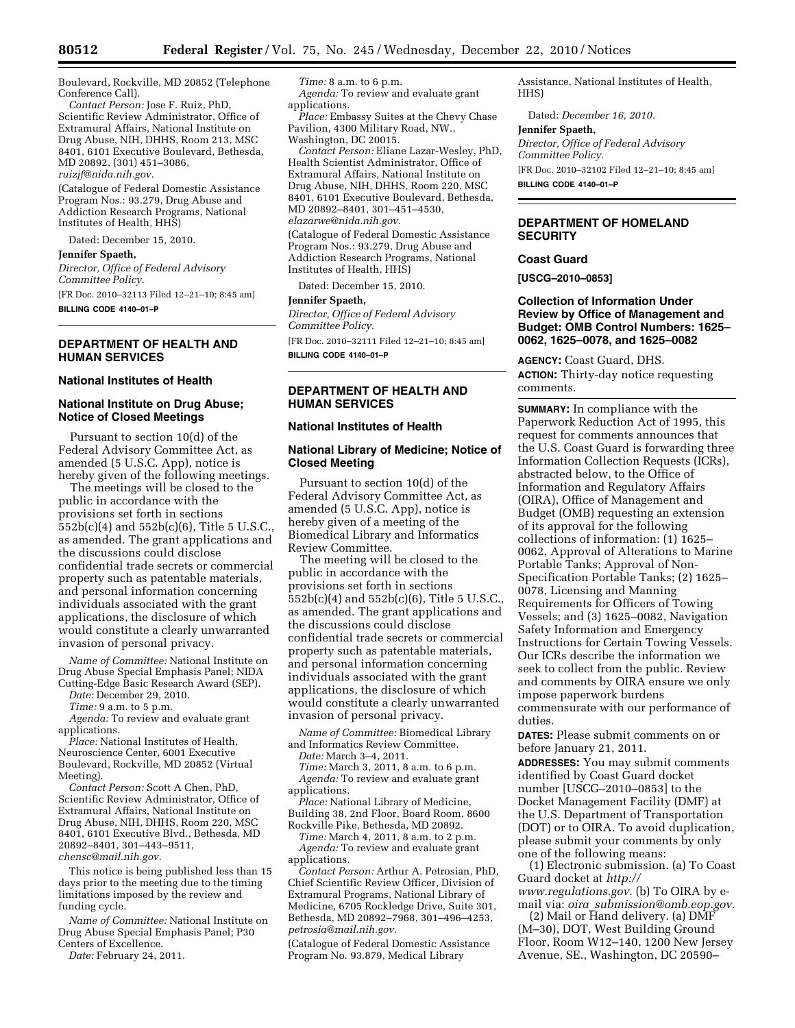Boulevard, Rockville, MD 20852 (Telephone Conference Call).

*Contact Person:* Jose F. Ruiz, PhD, Scientific Review Administrator, Office of Extramural Affairs, National Institute on Drug Abuse, NIH, DHHS, Room 213, MSC 8401, 6101 Executive Boulevard, Bethesda, MD 20892, (301) 451–3086, *ruizjf@nida.nih.gov.*

(Catalogue of Federal Domestic Assistance Program Nos.: 93.279, Drug Abuse and Addiction Research Programs, National Institutes of Health, HHS)

Dated: December 15, 2010.

**Jennifer Spaeth,**

*Director, Office of Federal Advisory Committee Policy.*

[FR Doc. 2010–32113 Filed 12–21–10; 8:45 am]

**BILLING CODE 4140–01–P**

---

## DEPARTMENT OF HEALTH AND HUMAN SERVICES

### National Institutes of Health

### National Institute on Drug Abuse; Notice of Closed Meetings

Pursuant to section 10(d) of the Federal Advisory Committee Act, as amended (5 U.S.C. App), notice is hereby given of the following meetings.

The meetings will be closed to the public in accordance with the provisions set forth in sections 552b(c)(4) and 552b(c)(6), Title 5 U.S.C., as amended. The grant applications and the discussions could disclose confidential trade secrets or commercial property such as patentable materials, and personal information concerning individuals associated with the grant applications, the disclosure of which would constitute a clearly unwarranted invasion of personal privacy.

*Name of Committee:* National Institute on Drug Abuse Special Emphasis Panel; NIDA Cutting-Edge Basic Research Award (SEP).

*Date:* December 29, 2010.

*Time:* 9 a.m. to 5 p.m.

*Agenda:* To review and evaluate grant applications.

*Place:* National Institutes of Health, Neuroscience Center, 6001 Executive Boulevard, Rockville, MD 20852 (Virtual Meeting).

*Contact Person:* Scott A Chen, PhD, Scientific Review Administrator, Office of Extramural Affairs, National Institute on Drug Abuse, NIH, DHHS, Room 220, MSC 8401, 6101 Executive Blvd., Bethesda, MD 20892–8401, 301–443–9511, *chensc@mail.nih.gov.*

This notice is being published less than 15 days prior to the meeting due to the timing limitations imposed by the review and funding cycle.

*Name of Committee:* National Institute on Drug Abuse Special Emphasis Panel; P30 Centers of Excellence.

*Date:* February 24, 2011.

*Time:* 8 a.m. to 6 p.m.

*Agenda:* To review and evaluate grant applications.

*Place:* Embassy Suites at the Chevy Chase Pavilion, 4300 Military Road, NW., Washington, DC 20015.

*Contact Person:* Eliane Lazar-Wesley, PhD, Health Scientist Administrator, Office of Extramural Affairs, National Institute on Drug Abuse, NIH, DHHS, Room 220, MSC 8401, 6101 Executive Boulevard, Bethesda, MD 20892–8401, 301–451–4530, *elazarwe@nida.nih.gov.*

(Catalogue of Federal Domestic Assistance Program Nos.: 93.279, Drug Abuse and Addiction Research Programs, National Institutes of Health, HHS)

Dated: December 15, 2010.

**Jennifer Spaeth,**

*Director, Office of Federal Advisory Committee Policy.*

[FR Doc. 2010–32111 Filed 12–21–10; 8:45 am]

**BILLING CODE 4140–01–P**

---

## DEPARTMENT OF HEALTH AND HUMAN SERVICES

### National Institutes of Health

### National Library of Medicine; Notice of Closed Meeting

Pursuant to section 10(d) of the Federal Advisory Committee Act, as amended (5 U.S.C. App), notice is hereby given of a meeting of the Biomedical Library and Informatics Review Committee.

The meeting will be closed to the public in accordance with the provisions set forth in sections 552b(c)(4) and 552b(c)(6), Title 5 U.S.C., as amended. The grant applications and the discussions could disclose confidential trade secrets or commercial property such as patentable materials, and personal information concerning individuals associated with the grant applications, the disclosure of which would constitute a clearly unwarranted invasion of personal privacy.

*Name of Committee:* Biomedical Library and Informatics Review Committee.

*Date:* March 3–4, 2011.

*Time:* March 3, 2011, 8 a.m. to 6 p.m.

*Agenda:* To review and evaluate grant applications.

*Place:* National Library of Medicine, Building 38, 2nd Floor, Board Room, 8600 Rockville Pike, Bethesda, MD 20892.

*Time:* March 4, 2011, 8 a.m. to 2 p.m.

*Agenda:* To review and evaluate grant applications.

*Contact Person:* Arthur A. Petrosian, PhD, Chief Scientific Review Officer, Division of Extramural Programs, National Library of Medicine, 6705 Rockledge Drive, Suite 301, Bethesda, MD 20892–7968, 301–496–4253, *petrosia@mail.nih.gov.*

(Catalogue of Federal Domestic Assistance Program No. 93.879, Medical Library Assistance, National Institutes of Health, HHS)

Dated: *December 16, 2010.*

**Jennifer Spaeth,**

*Director, Office of Federal Advisory Committee Policy.*

[FR Doc. 2010–32102 Filed 12–21–10; 8:45 am]

**BILLING CODE 4140–01–P**

---

## DEPARTMENT OF HOMELAND SECURITY

### Coast Guard

**[USCG–2010–0853]**

### Collection of Information Under Review by Office of Management and Budget: OMB Control Numbers: 1625–0062, 1625–0078, and 1625–0082

**AGENCY:** Coast Guard, DHS.

**ACTION:** Thirty-day notice requesting comments.

**SUMMARY:** In compliance with the Paperwork Reduction Act of 1995, this request for comments announces that the U.S. Coast Guard is forwarding three Information Collection Requests (ICRs), abstracted below, to the Office of Information and Regulatory Affairs (OIRA), Office of Management and Budget (OMB) requesting an extension of its approval for the following collections of information: (1) 1625–0062, Approval of Alterations to Marine Portable Tanks; Approval of Non-Specification Portable Tanks; (2) 1625–0078, Licensing and Manning Requirements for Officers of Towing Vessels; and (3) 1625–0082, Navigation Safety Information and Emergency Instructions for Certain Towing Vessels. Our ICRs describe the information we seek to collect from the public. Review and comments by OIRA ensure we only impose paperwork burdens commensurate with our performance of duties.

**DATES:** Please submit comments on or before January 21, 2011.

**ADDRESSES:** You may submit comments identified by Coast Guard docket number [USCG–2010–0853] to the Docket Management Facility (DMF) at the U.S. Department of Transportation (DOT) or to OIRA. To avoid duplication, please submit your comments by only one of the following means:

(1) Electronic submission. (a) To Coast Guard docket at *http://www.regulations.gov*. (b) To OIRA by e-mail via: *oira_submission@omb.eop.gov*.

(2) Mail or Hand delivery. (a) DMF (M–30), DOT, West Building Ground Floor, Room W12–140, 1200 New Jersey Avenue, SE., Washington, DC 20590–